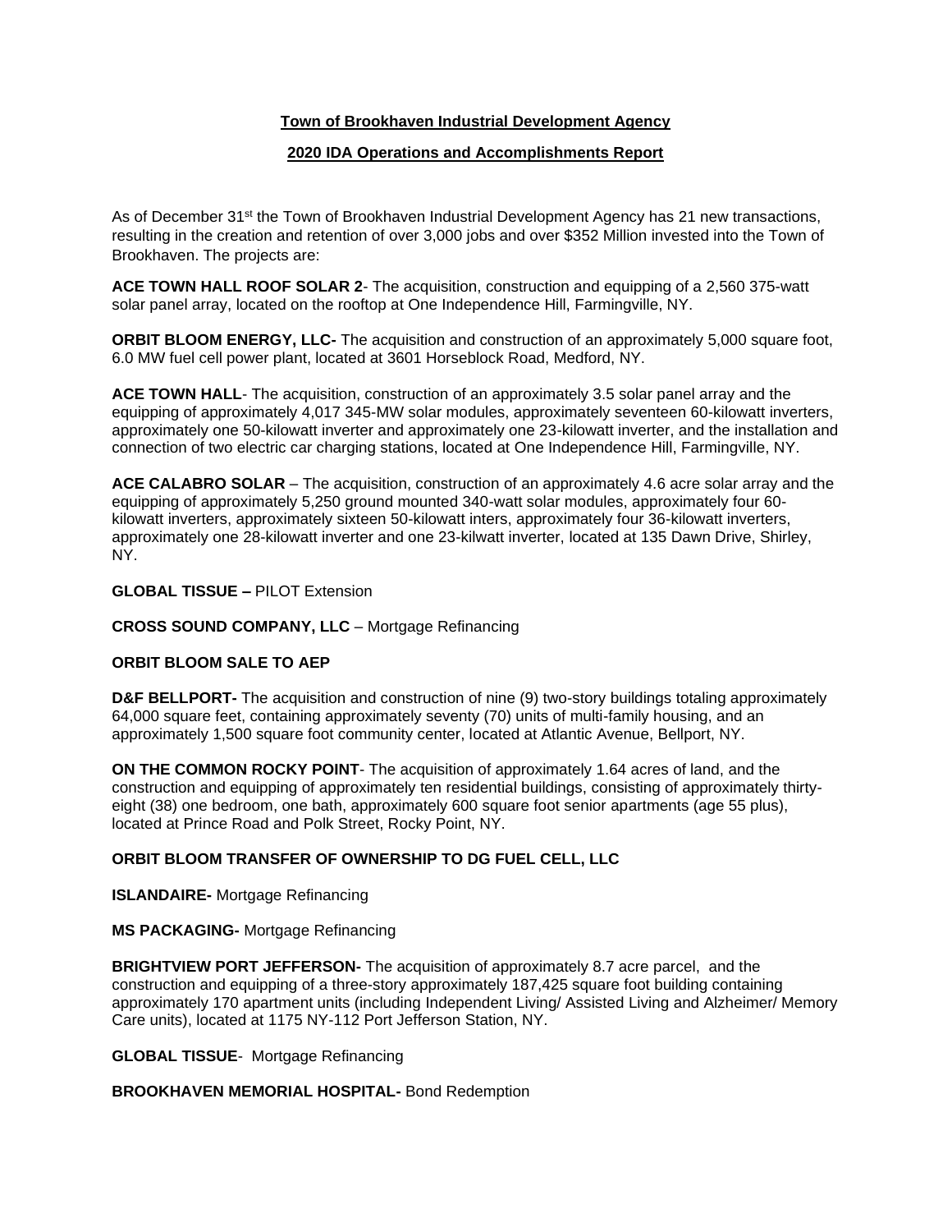**Town of Brookhaven Industrial Development Agency**

**2020 IDA Operations and Accomplishments Report**

As of December 31st the Town of Brookhaven Industrial Development Agency has 21 new transactions, resulting in the creation and retention of over 3,000 jobs and over $352 Million invested into the Town of Brookhaven. The projects are:

**ACE TOWN HALL ROOF SOLAR 2**- The acquisition, construction and equipping of a 2,560 375-watt solar panel array, located on the rooftop at One Independence Hill, Farmingville, NY.

**ORBIT BLOOM ENERGY, LLC-** The acquisition and construction of an approximately 5,000 square foot, 6.0 MW fuel cell power plant, located at 3601 Horseblock Road, Medford, NY.

**ACE TOWN HALL**- The acquisition, construction of an approximately 3.5 solar panel array and the equipping of approximately 4,017 345-MW solar modules, approximately seventeen 60-kilowatt inverters, approximately one 50-kilowatt inverter and approximately one 23-kilowatt inverter, and the installation and connection of two electric car charging stations, located at One Independence Hill, Farmingville, NY.

**ACE CALABRO SOLAR** – The acquisition, construction of an approximately 4.6 acre solar array and the equipping of approximately 5,250 ground mounted 340-watt solar modules, approximately four 60-kilowatt inverters, approximately sixteen 50-kilowatt inters, approximately four 36-kilowatt inverters, approximately one 28-kilowatt inverter and one 23-kilwatt inverter, located at 135 Dawn Drive, Shirley, NY.

**GLOBAL TISSUE –** PILOT Extension

**CROSS SOUND COMPANY, LLC** – Mortgage Refinancing

**ORBIT BLOOM SALE TO AEP**

**D&F BELLPORT-** The acquisition and construction of nine (9) two-story buildings totaling approximately 64,000 square feet, containing approximately seventy (70) units of multi-family housing, and an approximately 1,500 square foot community center, located at Atlantic Avenue, Bellport, NY.

**ON THE COMMON ROCKY POINT**- The acquisition of approximately 1.64 acres of land, and the construction and equipping of approximately ten residential buildings, consisting of approximately thirty-eight (38) one bedroom, one bath, approximately 600 square foot senior apartments (age 55 plus), located at Prince Road and Polk Street, Rocky Point, NY.

**ORBIT BLOOM TRANSFER OF OWNERSHIP TO DG FUEL CELL, LLC**

**ISLANDAIRE-** Mortgage Refinancing

**MS PACKAGING-** Mortgage Refinancing

**BRIGHTVIEW PORT JEFFERSON-** The acquisition of approximately 8.7 acre parcel, and the construction and equipping of a three-story approximately 187,425 square foot building containing approximately 170 apartment units (including Independent Living/ Assisted Living and Alzheimer/ Memory Care units), located at 1175 NY-112 Port Jefferson Station, NY.

**GLOBAL TISSUE**- Mortgage Refinancing

**BROOKHAVEN MEMORIAL HOSPITAL-** Bond Redemption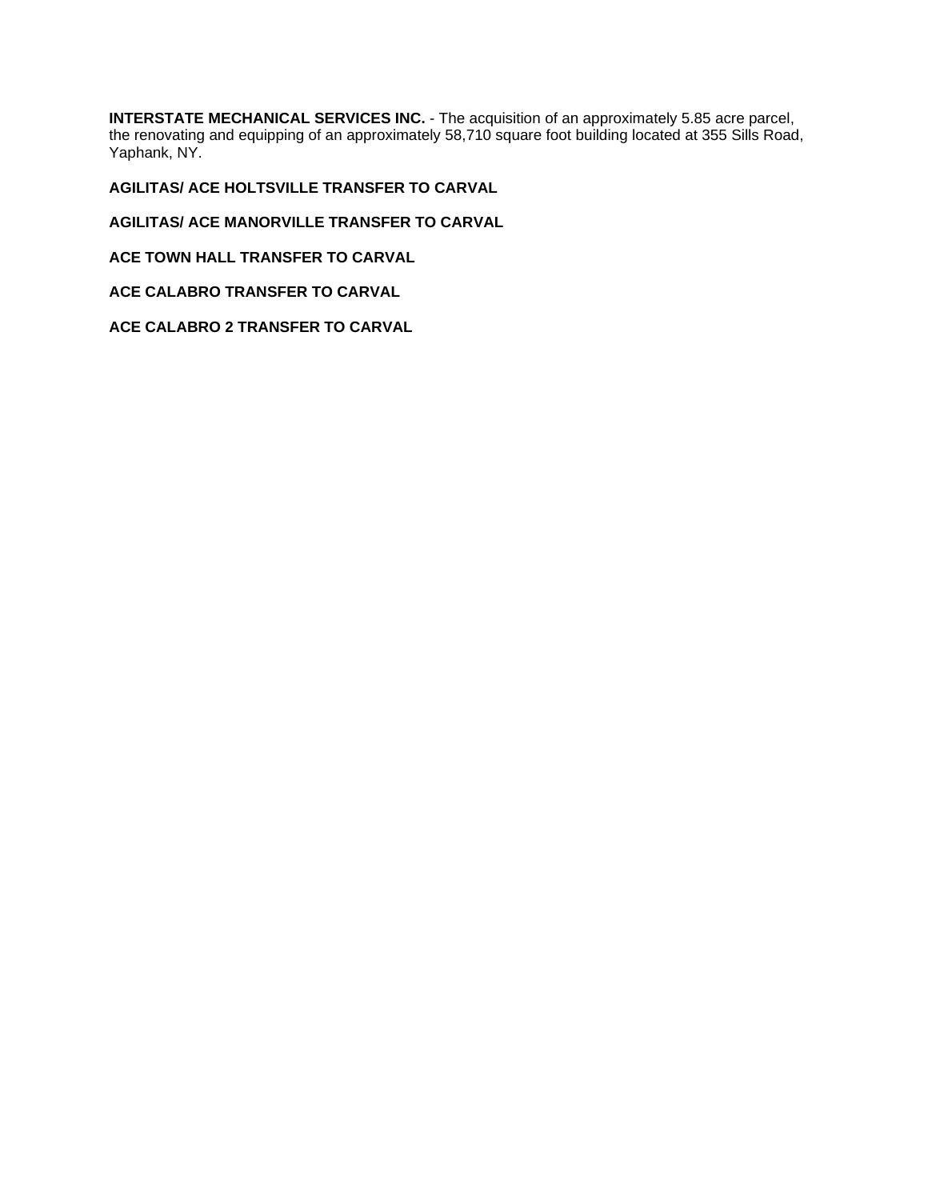**INTERSTATE MECHANICAL SERVICES INC.** - The acquisition of an approximately 5.85 acre parcel, the renovating and equipping of an approximately 58,710 square foot building located at 355 Sills Road, Yaphank, NY.

**AGILITAS/ ACE HOLTSVILLE TRANSFER TO CARVAL**

**AGILITAS/ ACE MANORVILLE TRANSFER TO CARVAL**

**ACE TOWN HALL TRANSFER TO CARVAL**

**ACE CALABRO TRANSFER TO CARVAL**

**ACE CALABRO 2 TRANSFER TO CARVAL**